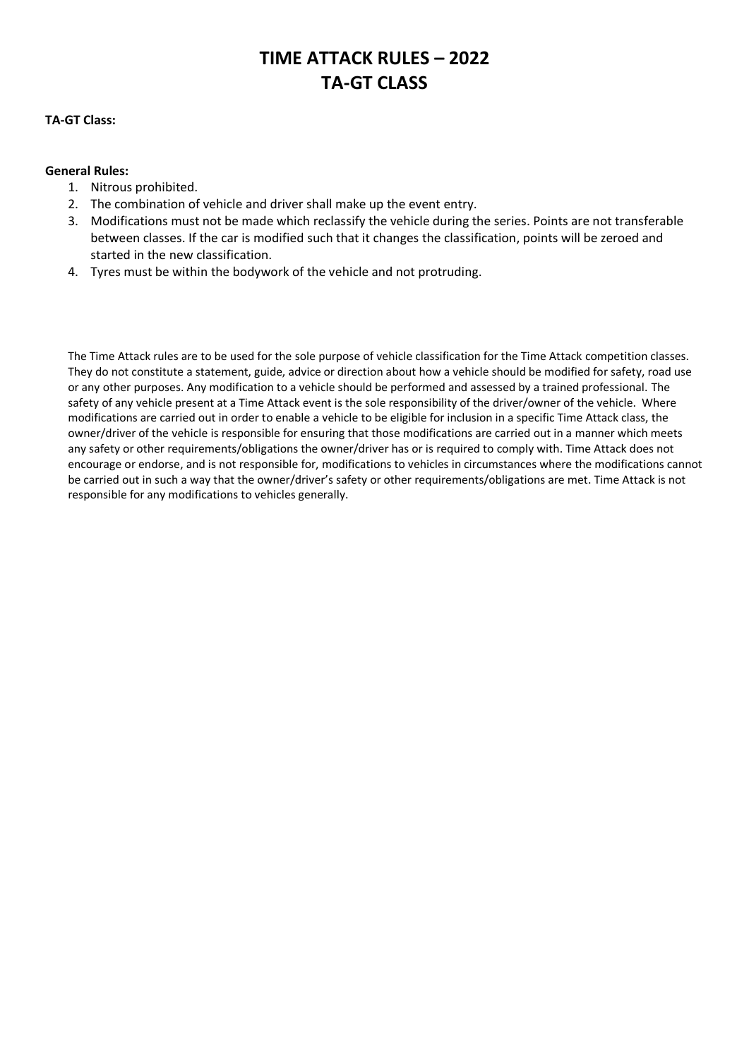# TIME ATTACK RULES – 2022
# TA-GT CLASS

**TA-GT Class:**

**General Rules:**

1. Nitrous prohibited.
2. The combination of vehicle and driver shall make up the event entry.
3. Modifications must not be made which reclassify the vehicle during the series. Points are not transferable between classes. If the car is modified such that it changes the classification, points will be zeroed and started in the new classification.
4. Tyres must be within the bodywork of the vehicle and not protruding.

The Time Attack rules are to be used for the sole purpose of vehicle classification for the Time Attack competition classes. They do not constitute a statement, guide, advice or direction about how a vehicle should be modified for safety, road use or any other purposes. Any modification to a vehicle should be performed and assessed by a trained professional. The safety of any vehicle present at a Time Attack event is the sole responsibility of the driver/owner of the vehicle. Where modifications are carried out in order to enable a vehicle to be eligible for inclusion in a specific Time Attack class, the owner/driver of the vehicle is responsible for ensuring that those modifications are carried out in a manner which meets any safety or other requirements/obligations the owner/driver has or is required to comply with. Time Attack does not encourage or endorse, and is not responsible for, modifications to vehicles in circumstances where the modifications cannot be carried out in such a way that the owner/driver's safety or other requirements/obligations are met. Time Attack is not responsible for any modifications to vehicles generally.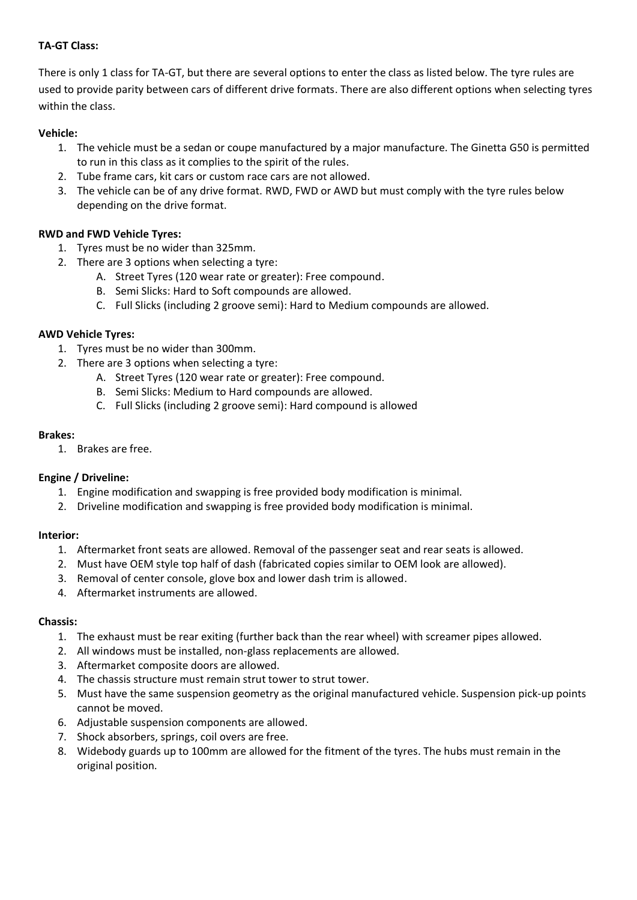**TA-GT Class:**

There is only 1 class for TA-GT, but there are several options to enter the class as listed below. The tyre rules are used to provide parity between cars of different drive formats. There are also different options when selecting tyres within the class.

**Vehicle:**

1. The vehicle must be a sedan or coupe manufactured by a major manufacture. The Ginetta G50 is permitted to run in this class as it complies to the spirit of the rules.
2. Tube frame cars, kit cars or custom race cars are not allowed.
3. The vehicle can be of any drive format. RWD, FWD or AWD but must comply with the tyre rules below depending on the drive format.

**RWD and FWD Vehicle Tyres:**

1. Tyres must be no wider than 325mm.
2. There are 3 options when selecting a tyre:
   A. Street Tyres (120 wear rate or greater): Free compound.
   B. Semi Slicks: Hard to Soft compounds are allowed.
   C. Full Slicks (including 2 groove semi): Hard to Medium compounds are allowed.

**AWD Vehicle Tyres:**

1. Tyres must be no wider than 300mm.
2. There are 3 options when selecting a tyre:
   A. Street Tyres (120 wear rate or greater): Free compound.
   B. Semi Slicks: Medium to Hard compounds are allowed.
   C. Full Slicks (including 2 groove semi): Hard compound is allowed

**Brakes:**

1. Brakes are free.

**Engine / Driveline:**

1. Engine modification and swapping is free provided body modification is minimal.
2. Driveline modification and swapping is free provided body modification is minimal.

**Interior:**

1. Aftermarket front seats are allowed. Removal of the passenger seat and rear seats is allowed.
2. Must have OEM style top half of dash (fabricated copies similar to OEM look are allowed).
3. Removal of center console, glove box and lower dash trim is allowed.
4. Aftermarket instruments are allowed.

**Chassis:**

1. The exhaust must be rear exiting (further back than the rear wheel) with screamer pipes allowed.
2. All windows must be installed, non-glass replacements are allowed.
3. Aftermarket composite doors are allowed.
4. The chassis structure must remain strut tower to strut tower.
5. Must have the same suspension geometry as the original manufactured vehicle. Suspension pick-up points cannot be moved.
6. Adjustable suspension components are allowed.
7. Shock absorbers, springs, coil overs are free.
8. Widebody guards up to 100mm are allowed for the fitment of the tyres. The hubs must remain in the original position.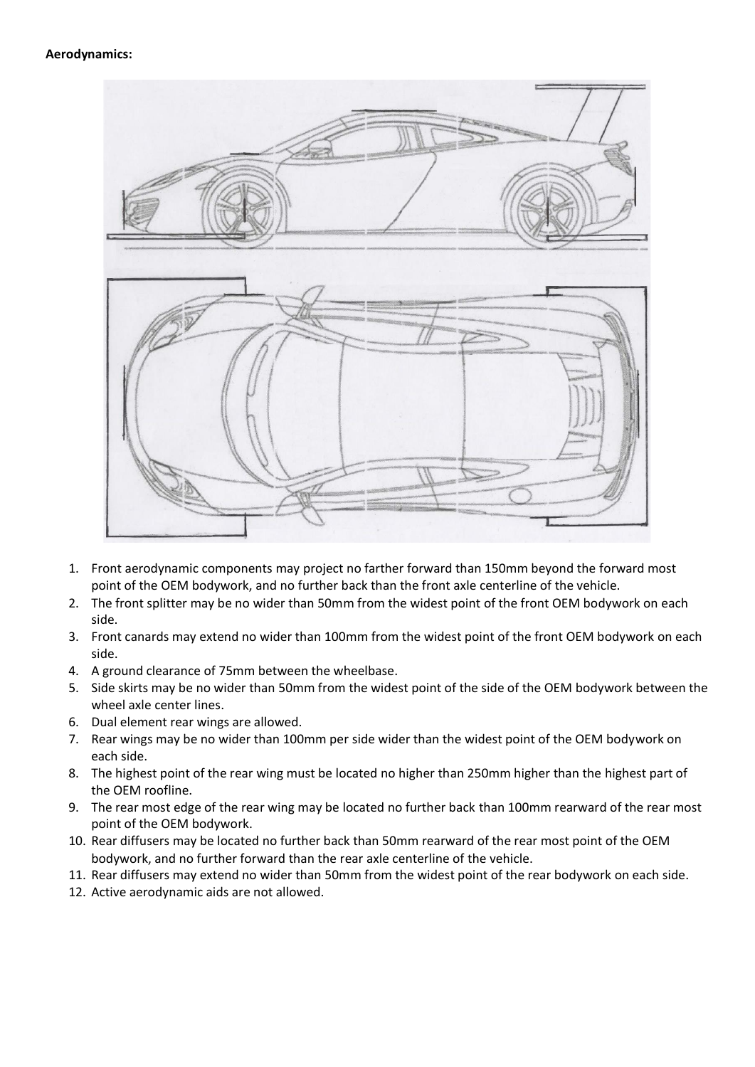**Aerodynamics:**

1. Front aerodynamic components may project no farther forward than 150mm beyond the forward most point of the OEM bodywork, and no further back than the front axle centerline of the vehicle.
2. The front splitter may be no wider than 50mm from the widest point of the front OEM bodywork on each side.
3. Front canards may extend no wider than 100mm from the widest point of the front OEM bodywork on each side.
4. A ground clearance of 75mm between the wheelbase.
5. Side skirts may be no wider than 50mm from the widest point of the side of the OEM bodywork between the wheel axle center lines.
6. Dual element rear wings are allowed.
7. Rear wings may be no wider than 100mm per side wider than the widest point of the OEM bodywork on each side.
8. The highest point of the rear wing must be located no higher than 250mm higher than the highest part of the OEM roofline.
9. The rear most edge of the rear wing may be located no further back than 100mm rearward of the rear most point of the OEM bodywork.
10. Rear diffusers may be located no further back than 50mm rearward of the rear most point of the OEM bodywork, and no further forward than the rear axle centerline of the vehicle.
11. Rear diffusers may extend no wider than 50mm from the widest point of the rear bodywork on each side.
12. Active aerodynamic aids are not allowed.